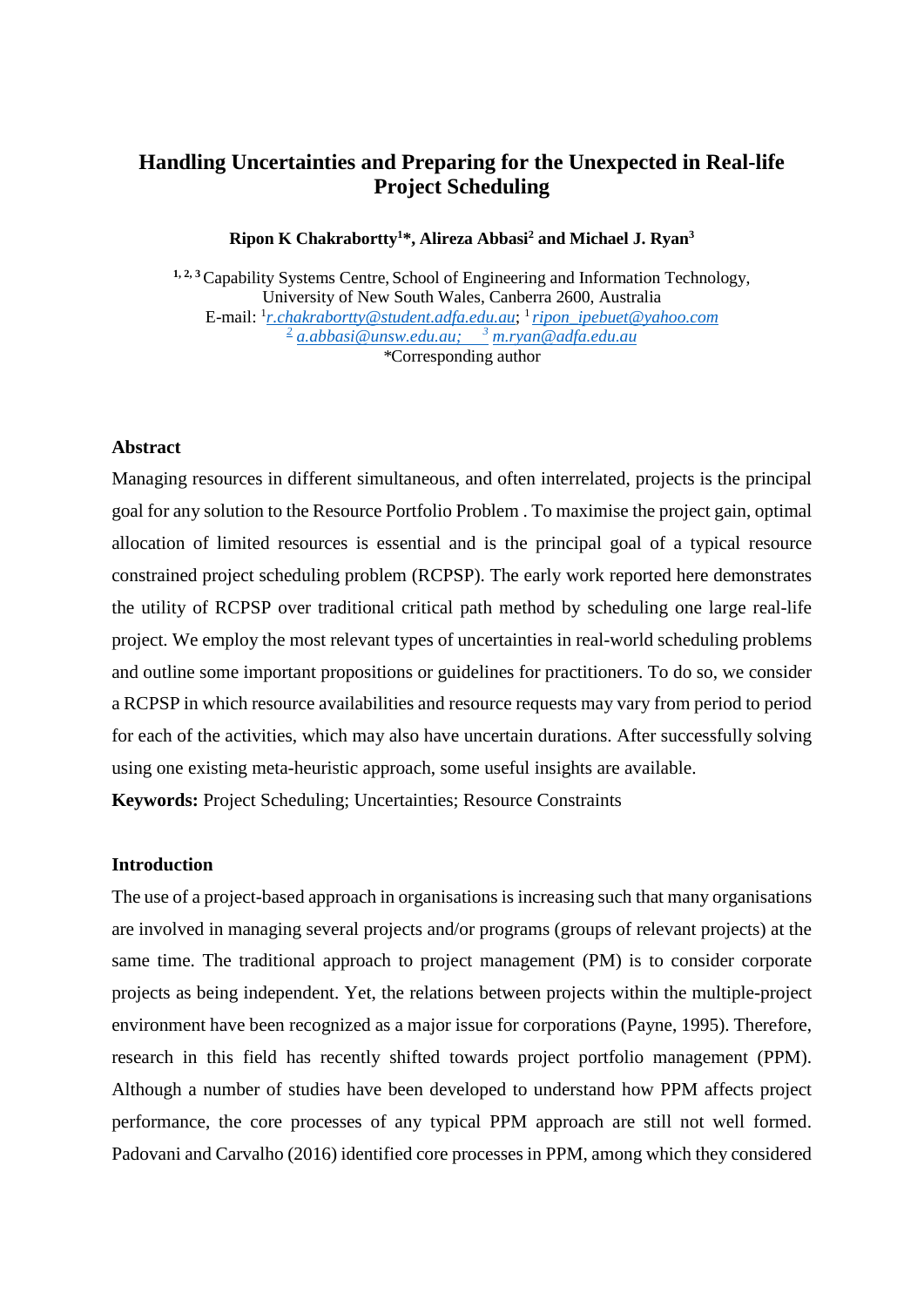# Handling Uncertainties and Preparing for the Unexpected in Real-life Project Scheduling

**Ripon K Chakrabortty[1]*, Alireza Abbasi[2] and Michael J. Ryan[3]**

[1, 2, 3] Capability Systems Centre, School of Engineering and Information Technology, University of New South Wales, Canberra 2600, Australia
E-mail: [1] r.chakrabortty@student.adfa.edu.au; [1] ripon_ipebuet@yahoo.com
[2] a.abbasi@unsw.edu.au; [3] m.ryan@adfa.edu.au
*Corresponding author

### Abstract

Managing resources in different simultaneous, and often interrelated, projects is the principal goal for any solution to the Resource Portfolio Problem . To maximise the project gain, optimal allocation of limited resources is essential and is the principal goal of a typical resource constrained project scheduling problem (RCPSP). The early work reported here demonstrates the utility of RCPSP over traditional critical path method by scheduling one large real-life project. We employ the most relevant types of uncertainties in real-world scheduling problems and outline some important propositions or guidelines for practitioners. To do so, we consider a RCPSP in which resource availabilities and resource requests may vary from period to period for each of the activities, which may also have uncertain durations. After successfully solving using one existing meta-heuristic approach, some useful insights are available.

**Keywords:** Project Scheduling; Uncertainties; Resource Constraints

### Introduction

The use of a project-based approach in organisations is increasing such that many organisations are involved in managing several projects and/or programs (groups of relevant projects) at the same time. The traditional approach to project management (PM) is to consider corporate projects as being independent. Yet, the relations between projects within the multiple-project environment have been recognized as a major issue for corporations (Payne, 1995). Therefore, research in this field has recently shifted towards project portfolio management (PPM). Although a number of studies have been developed to understand how PPM affects project performance, the core processes of any typical PPM approach are still not well formed. Padovani and Carvalho (2016) identified core processes in PPM, among which they considered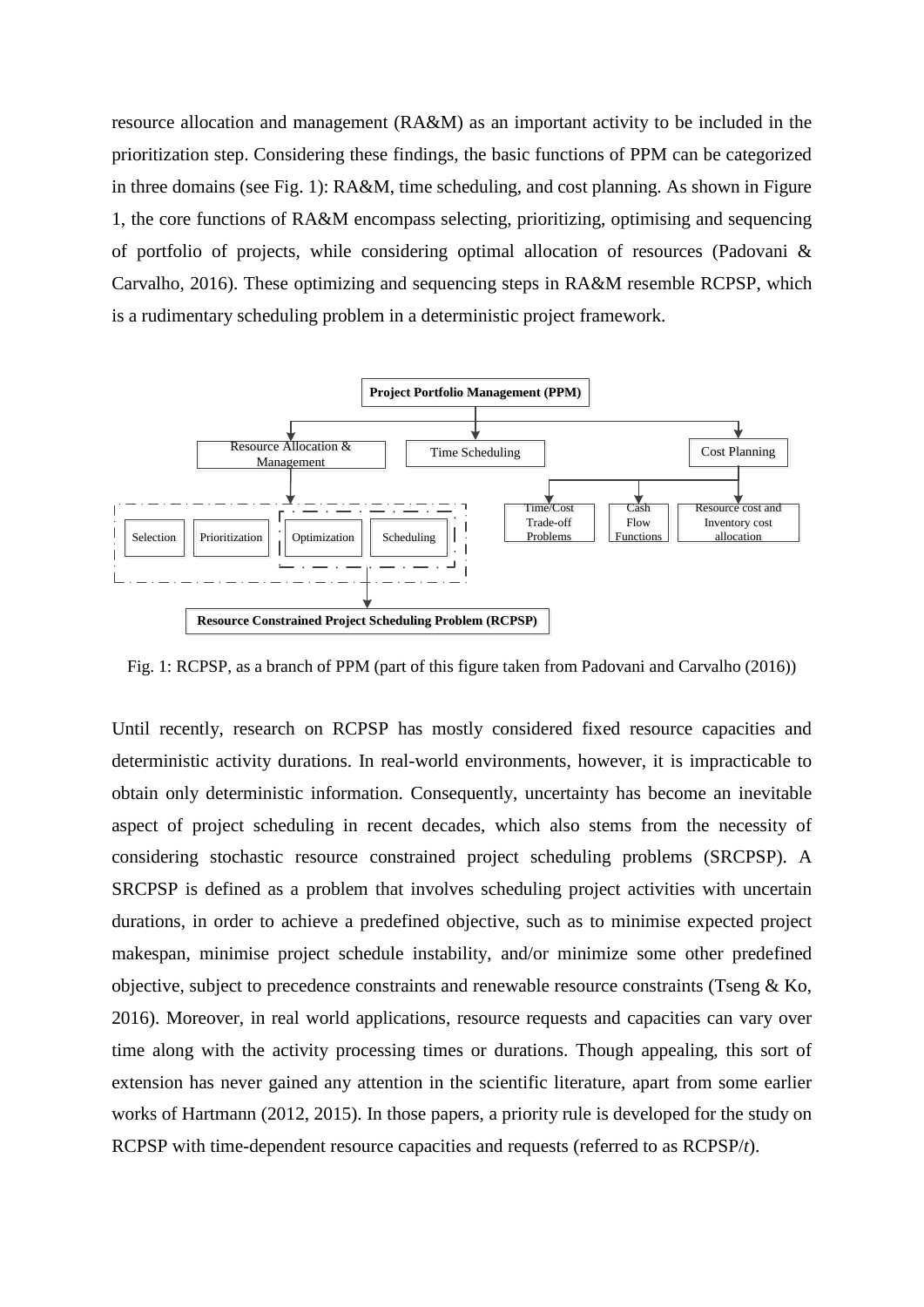resource allocation and management (RA&M) as an important activity to be included in the prioritization step. Considering these findings, the basic functions of PPM can be categorized in three domains (see Fig. 1): RA&M, time scheduling, and cost planning. As shown in Figure 1, the core functions of RA&M encompass selecting, prioritizing, optimising and sequencing of portfolio of projects, while considering optimal allocation of resources (Padovani & Carvalho, 2016). These optimizing and sequencing steps in RA&M resemble RCPSP, which is a rudimentary scheduling problem in a deterministic project framework.

Fig. 1: RCPSP, as a branch of PPM (part of this figure taken from Padovani and Carvalho (2016))

Until recently, research on RCPSP has mostly considered fixed resource capacities and deterministic activity durations. In real-world environments, however, it is impracticable to obtain only deterministic information. Consequently, uncertainty has become an inevitable aspect of project scheduling in recent decades, which also stems from the necessity of considering stochastic resource constrained project scheduling problems (SRCPSP). A SRCPSP is defined as a problem that involves scheduling project activities with uncertain durations, in order to achieve a predefined objective, such as to minimise expected project makespan, minimise project schedule instability, and/or minimize some other predefined objective, subject to precedence constraints and renewable resource constraints (Tseng & Ko, 2016). Moreover, in real world applications, resource requests and capacities can vary over time along with the activity processing times or durations. Though appealing, this sort of extension has never gained any attention in the scientific literature, apart from some earlier works of Hartmann (2012, 2015). In those papers, a priority rule is developed for the study on RCPSP with time-dependent resource capacities and requests (referred to as RCPSP/*t*).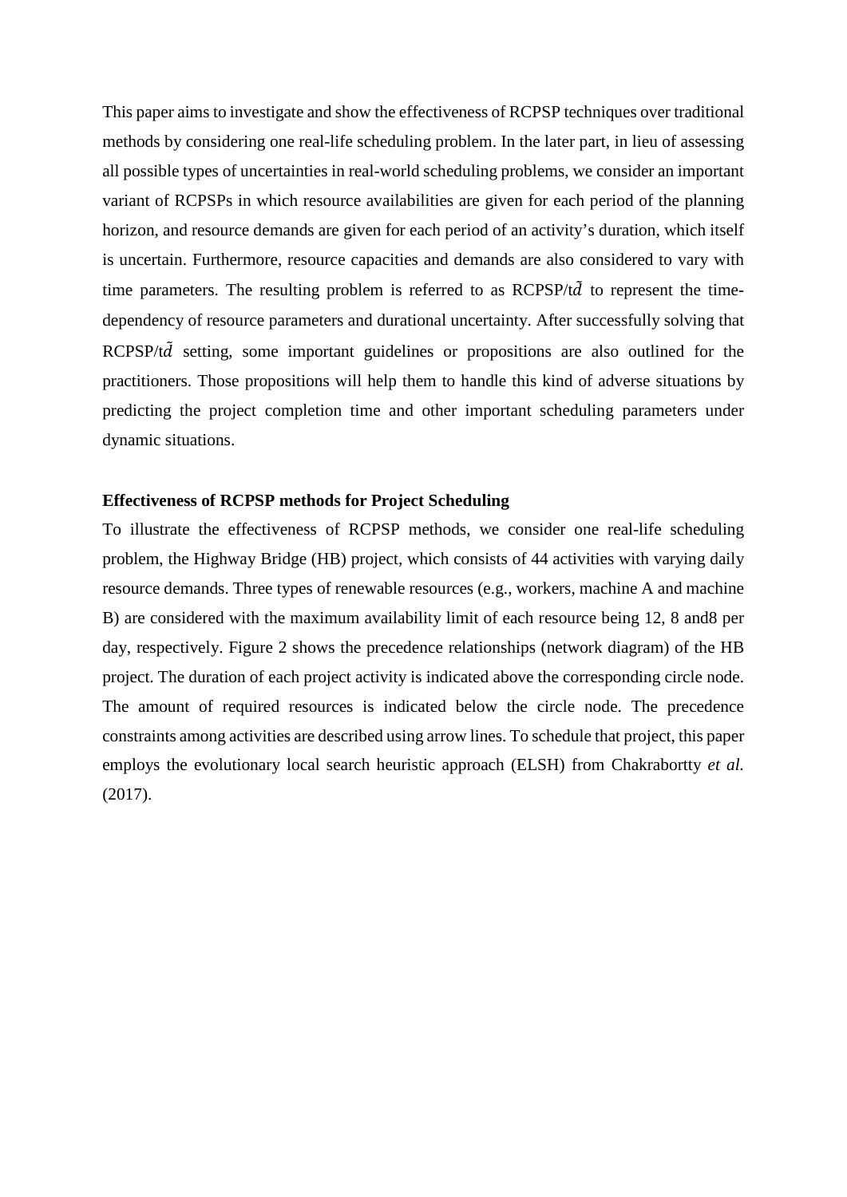This paper aims to investigate and show the effectiveness of RCPSP techniques over traditional methods by considering one real-life scheduling problem. In the later part, in lieu of assessing all possible types of uncertainties in real-world scheduling problems, we consider an important variant of RCPSPs in which resource availabilities are given for each period of the planning horizon, and resource demands are given for each period of an activity's duration, which itself is uncertain. Furthermore, resource capacities and demands are also considered to vary with time parameters. The resulting problem is referred to as RCPSP/t$\tilde{d}$ to represent the time-dependency of resource parameters and durational uncertainty. After successfully solving that RCPSP/t$\tilde{d}$ setting, some important guidelines or propositions are also outlined for the practitioners. Those propositions will help them to handle this kind of adverse situations by predicting the project completion time and other important scheduling parameters under dynamic situations.

**Effectiveness of RCPSP methods for Project Scheduling**

To illustrate the effectiveness of RCPSP methods, we consider one real-life scheduling problem, the Highway Bridge (HB) project, which consists of 44 activities with varying daily resource demands. Three types of renewable resources (e.g., workers, machine A and machine B) are considered with the maximum availability limit of each resource being 12, 8 and8 per day, respectively. Figure 2 shows the precedence relationships (network diagram) of the HB project. The duration of each project activity is indicated above the corresponding circle node. The amount of required resources is indicated below the circle node. The precedence constraints among activities are described using arrow lines. To schedule that project, this paper employs the evolutionary local search heuristic approach (ELSH) from Chakrabortty *et al.* (2017).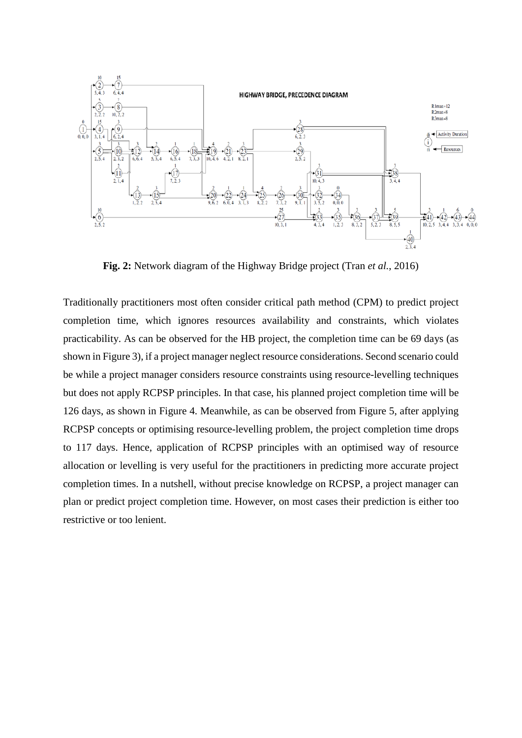**Fig. 2:** Network diagram of the Highway Bridge project (Tran *et al.*, 2016)

Traditionally practitioners most often consider critical path method (CPM) to predict project completion time, which ignores resources availability and constraints, which violates practicability. As can be observed for the HB project, the completion time can be 69 days (as shown in Figure 3), if a project manager neglect resource considerations. Second scenario could be while a project manager considers resource constraints using resource-levelling techniques but does not apply RCPSP principles. In that case, his planned project completion time will be 126 days, as shown in Figure 4. Meanwhile, as can be observed from Figure 5, after applying RCPSP concepts or optimising resource-levelling problem, the project completion time drops to 117 days. Hence, application of RCPSP principles with an optimised way of resource allocation or levelling is very useful for the practitioners in predicting more accurate project completion times. In a nutshell, without precise knowledge on RCPSP, a project manager can plan or predict project completion time. However, on most cases their prediction is either too restrictive or too lenient.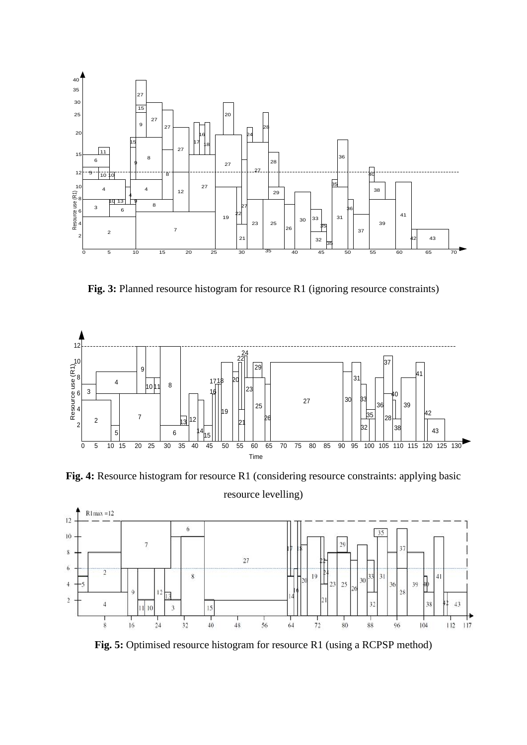**Fig. 3:** Planned resource histogram for resource R1 (ignoring resource constraints)

**Fig. 4:** Resource histogram for resource R1 (considering resource constraints: applying basic resource levelling)

**Fig. 5:** Optimised resource histogram for resource R1 (using a RCPSP method)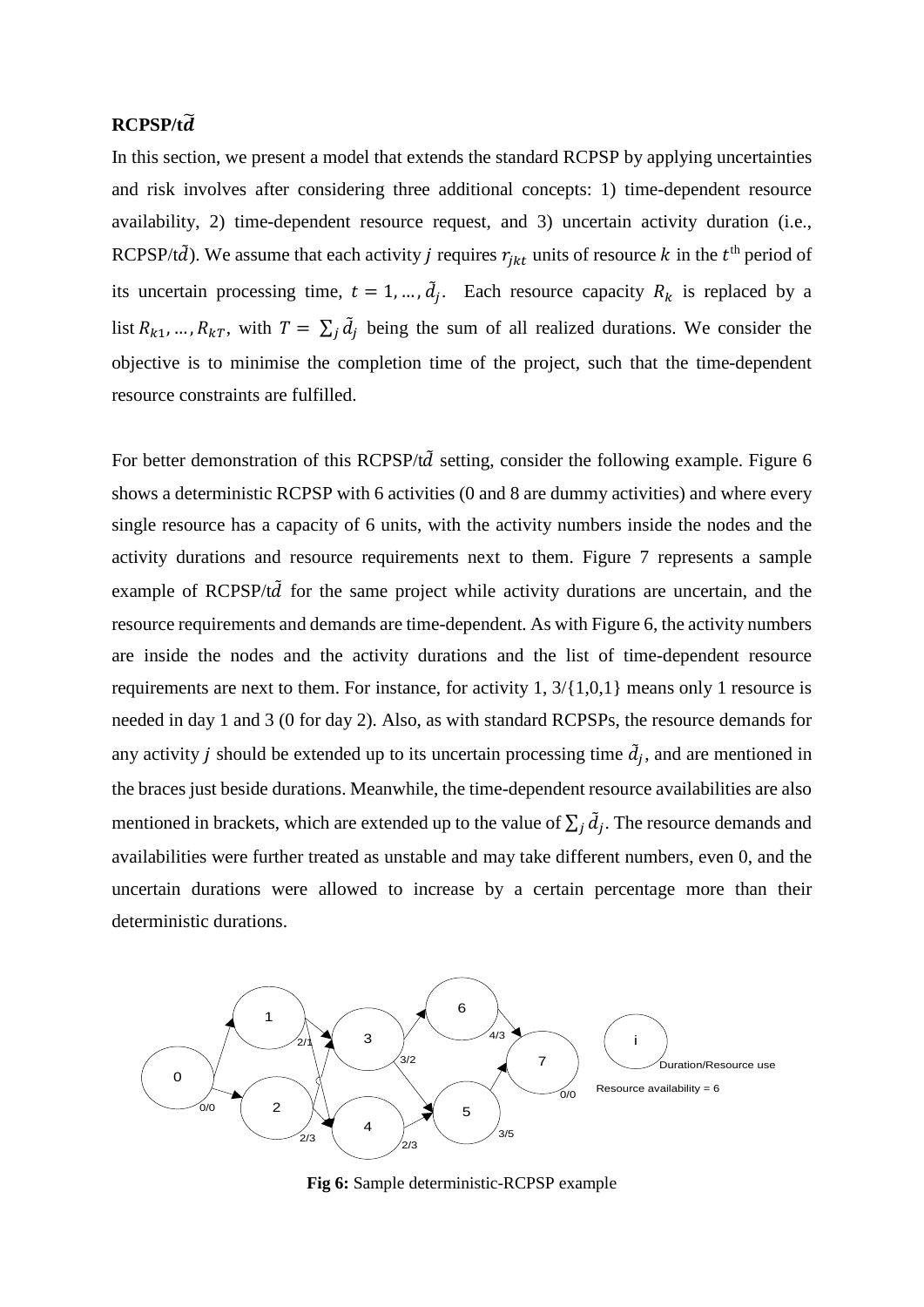**RCPSP/t$\tilde{d}$**

In this section, we present a model that extends the standard RCPSP by applying uncertainties and risk involves after considering three additional concepts: 1) time-dependent resource availability, 2) time-dependent resource request, and 3) uncertain activity duration (i.e., RCPSP/t$\tilde{d}$). We assume that each activity $j$ requires $r_{jkt}$ units of resource $k$ in the $t^{\text{th}}$ period of its uncertain processing time, $t = 1, \dots, \tilde{d}_j$. Each resource capacity $R_k$ is replaced by a list $R_{k1}, \dots, R_{kT}$, with $T = \sum_j \tilde{d}_j$ being the sum of all realized durations. We consider the objective is to minimise the completion time of the project, such that the time-dependent resource constraints are fulfilled.

For better demonstration of this RCPSP/t$\tilde{d}$ setting, consider the following example. Figure 6 shows a deterministic RCPSP with 6 activities (0 and 8 are dummy activities) and where every single resource has a capacity of 6 units, with the activity numbers inside the nodes and the activity durations and resource requirements next to them. Figure 7 represents a sample example of RCPSP/t$\tilde{d}$ for the same project while activity durations are uncertain, and the resource requirements and demands are time-dependent. As with Figure 6, the activity numbers are inside the nodes and the activity durations and the list of time-dependent resource requirements are next to them. For instance, for activity 1, 3/{1,0,1} means only 1 resource is needed in day 1 and 3 (0 for day 2). Also, as with standard RCPSPs, the resource demands for any activity $j$ should be extended up to its uncertain processing time $\tilde{d}_j$, and are mentioned in the braces just beside durations. Meanwhile, the time-dependent resource availabilities are also mentioned in brackets, which are extended up to the value of $\sum_j \tilde{d}_j$. The resource demands and availabilities were further treated as unstable and may take different numbers, even 0, and the uncertain durations were allowed to increase by a certain percentage more than their deterministic durations.

**Fig 6:** Sample deterministic-RCPSP example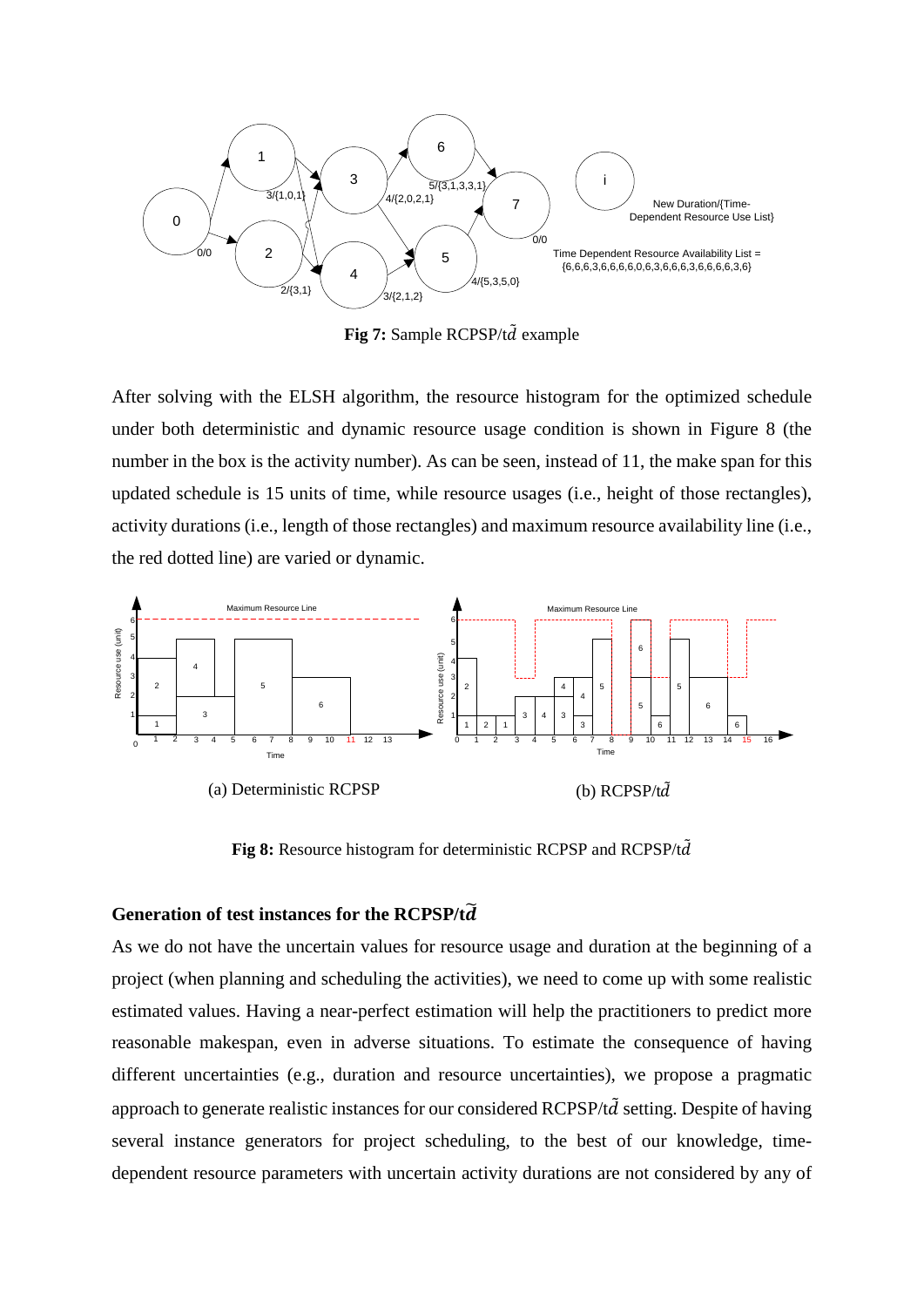Fig 7: Sample RCPSP/t$\tilde{d}$ example

After solving with the ELSH algorithm, the resource histogram for the optimized schedule under both deterministic and dynamic resource usage condition is shown in Figure 8 (the number in the box is the activity number). As can be seen, instead of 11, the make span for this updated schedule is 15 units of time, while resource usages (i.e., height of those rectangles), activity durations (i.e., length of those rectangles) and maximum resource availability line (i.e., the red dotted line) are varied or dynamic.

(a) Deterministic RCPSP

(b) RCPSP/t$\tilde{d}$

**Fig 8:** Resource histogram for deterministic RCPSP and RCPSP/t$\tilde{d}$

## Generation of test instances for the RCPSP/t$\tilde{d}$

As we do not have the uncertain values for resource usage and duration at the beginning of a project (when planning and scheduling the activities), we need to come up with some realistic estimated values. Having a near-perfect estimation will help the practitioners to predict more reasonable makespan, even in adverse situations. To estimate the consequence of having different uncertainties (e.g., duration and resource uncertainties), we propose a pragmatic approach to generate realistic instances for our considered RCPSP/t$\tilde{d}$ setting. Despite of having several instance generators for project scheduling, to the best of our knowledge, time-dependent resource parameters with uncertain activity durations are not considered by any of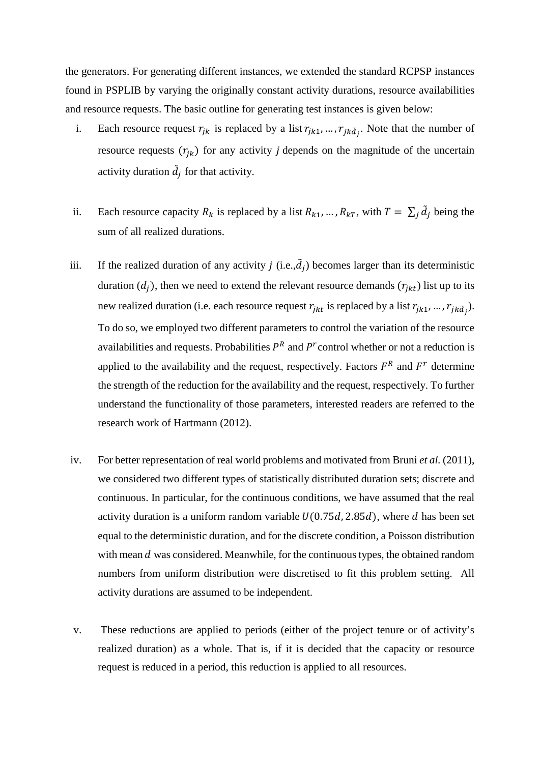the generators. For generating different instances, we extended the standard RCPSP instances found in PSPLIB by varying the originally constant activity durations, resource availabilities and resource requests. The basic outline for generating test instances is given below:

i. Each resource request $r_{jk}$ is replaced by a list $r_{jk1}, \ldots, r_{jk\tilde{d}_j}$. Note that the number of resource requests $(r_{jk})$ for any activity $j$ depends on the magnitude of the uncertain activity duration $\tilde{d}_j$ for that activity.

ii. Each resource capacity $R_k$ is replaced by a list $R_{k1}, \ldots, R_{kT}$, with $T = \sum_j \tilde{d}_j$ being the sum of all realized durations.

iii. If the realized duration of any activity $j$ (i.e.,$\tilde{d}_j$) becomes larger than its deterministic duration $(d_j)$, then we need to extend the relevant resource demands $(r_{jkt})$ list up to its new realized duration (i.e. each resource request $r_{jkt}$ is replaced by a list $r_{jk1}, \ldots, r_{jk\tilde{d}_j}$). To do so, we employed two different parameters to control the variation of the resource availabilities and requests. Probabilities $P^R$ and $P^r$ control whether or not a reduction is applied to the availability and the request, respectively. Factors $F^R$ and $F^r$ determine the strength of the reduction for the availability and the request, respectively. To further understand the functionality of those parameters, interested readers are referred to the research work of Hartmann (2012).

iv. For better representation of real world problems and motivated from Bruni *et al.* (2011), we considered two different types of statistically distributed duration sets; discrete and continuous. In particular, for the continuous conditions, we have assumed that the real activity duration is a uniform random variable $U(0.75d, 2.85d)$, where $d$ has been set equal to the deterministic duration, and for the discrete condition, a Poisson distribution with mean $d$ was considered. Meanwhile, for the continuous types, the obtained random numbers from uniform distribution were discretised to fit this problem setting. All activity durations are assumed to be independent.

v. These reductions are applied to periods (either of the project tenure or of activity's realized duration) as a whole. That is, if it is decided that the capacity or resource request is reduced in a period, this reduction is applied to all resources.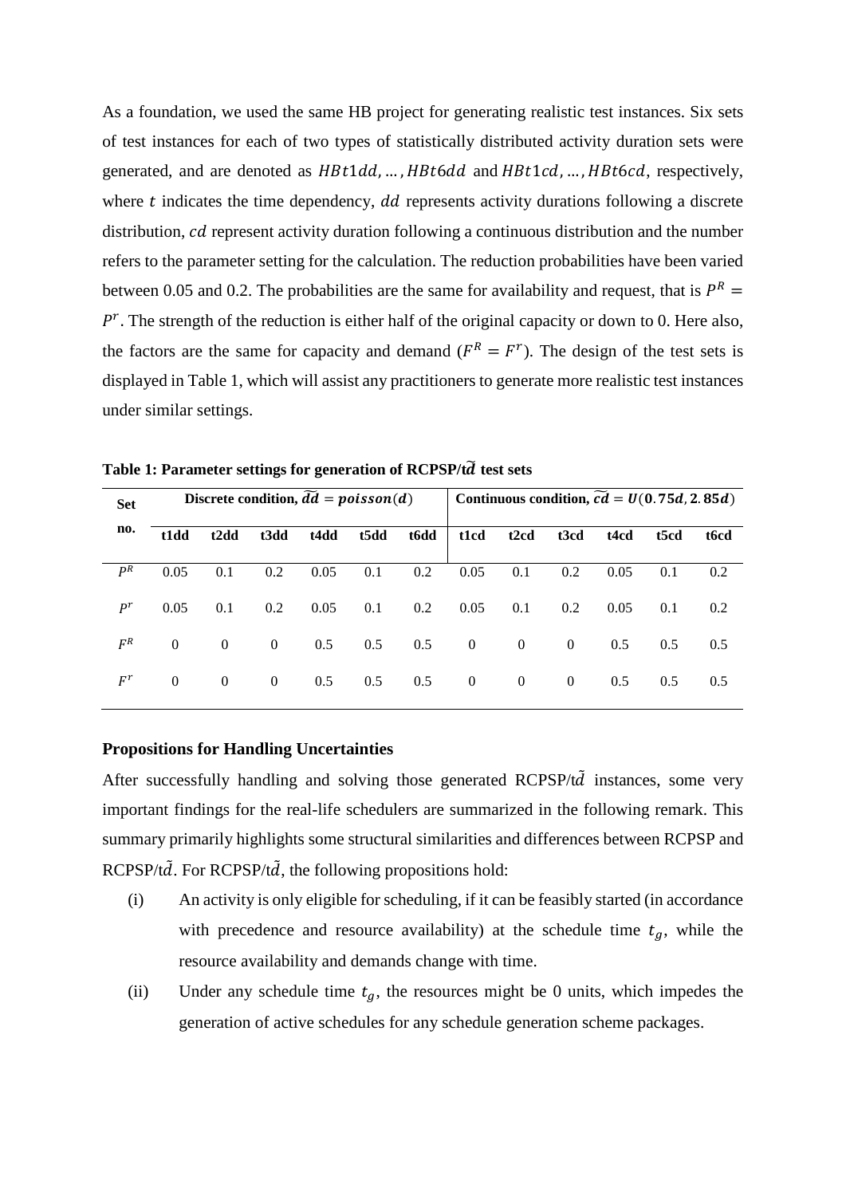As a foundation, we used the same HB project for generating realistic test instances. Six sets of test instances for each of two types of statistically distributed activity duration sets were generated, and are denoted as $HBt1dd, \ldots, HBt6dd$ and $HBt1cd, \ldots, HBt6cd$, respectively, where $t$ indicates the time dependency, $dd$ represents activity durations following a discrete distribution, $cd$ represent activity duration following a continuous distribution and the number refers to the parameter setting for the calculation. The reduction probabilities have been varied between 0.05 and 0.2. The probabilities are the same for availability and request, that is $P^R = P^r$. The strength of the reduction is either half of the original capacity or down to 0. Here also, the factors are the same for capacity and demand ($F^R = F^r$). The design of the test sets is displayed in Table 1, which will assist any practitioners to generate more realistic test instances under similar settings.

**Table 1: Parameter settings for generation of RCPSP/t$\tilde{d}$ test sets**

| Set no. | Discrete condition, $\widetilde{dd} = poisson(d)$ | | | | | | Continuous condition, $\widetilde{cd} = U(0.75d, 2.85d)$ | | | | | |
|---|---|---|---|---|---|---|---|---|---|---|---|---|
| | **t1dd** | **t2dd** | **t3dd** | **t4dd** | **t5dd** | **t6dd** | **t1cd** | **t2cd** | **t3cd** | **t4cd** | **t5cd** | **t6cd** |
| $P^R$ | 0.05 | 0.1 | 0.2 | 0.05 | 0.1 | 0.2 | 0.05 | 0.1 | 0.2 | 0.05 | 0.1 | 0.2 |
| $P^r$ | 0.05 | 0.1 | 0.2 | 0.05 | 0.1 | 0.2 | 0.05 | 0.1 | 0.2 | 0.05 | 0.1 | 0.2 |
| $F^R$ | 0 | 0 | 0 | 0.5 | 0.5 | 0.5 | 0 | 0 | 0 | 0.5 | 0.5 | 0.5 |
| $F^r$ | 0 | 0 | 0 | 0.5 | 0.5 | 0.5 | 0 | 0 | 0 | 0.5 | 0.5 | 0.5 |

**Propositions for Handling Uncertainties**

After successfully handling and solving those generated RCPSP/t$\tilde{d}$ instances, some very important findings for the real-life schedulers are summarized in the following remark. This summary primarily highlights some structural similarities and differences between RCPSP and RCPSP/t$\tilde{d}$. For RCPSP/t$\tilde{d}$, the following propositions hold:

(i) An activity is only eligible for scheduling, if it can be feasibly started (in accordance with precedence and resource availability) at the schedule time $t_g$, while the resource availability and demands change with time.

(ii) Under any schedule time $t_g$, the resources might be 0 units, which impedes the generation of active schedules for any schedule generation scheme packages.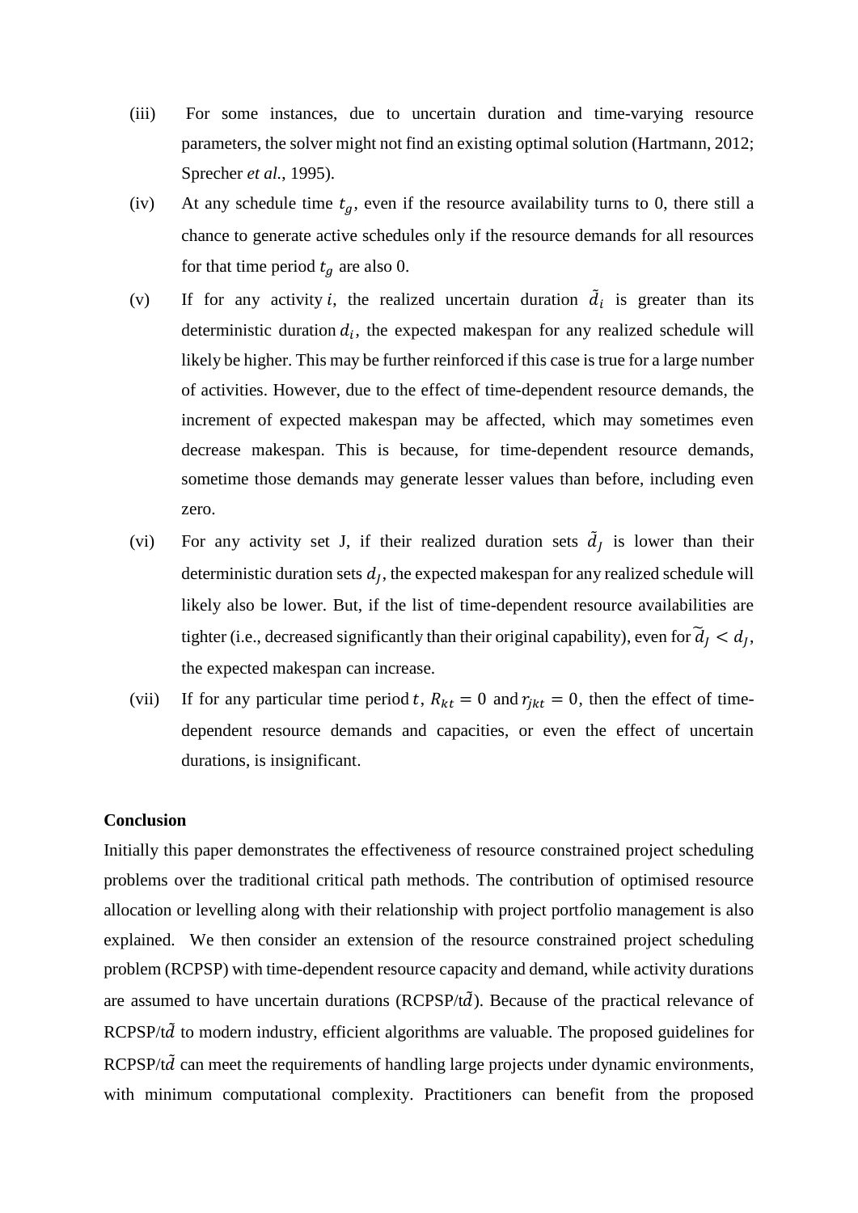(iii) For some instances, due to uncertain duration and time-varying resource parameters, the solver might not find an existing optimal solution (Hartmann, 2012; Sprecher *et al.*, 1995).

(iv) At any schedule time $t_g$, even if the resource availability turns to 0, there still a chance to generate active schedules only if the resource demands for all resources for that time period $t_g$ are also 0.

(v) If for any activity $i$, the realized uncertain duration $\tilde{d}_i$ is greater than its deterministic duration $d_i$, the expected makespan for any realized schedule will likely be higher. This may be further reinforced if this case is true for a large number of activities. However, due to the effect of time-dependent resource demands, the increment of expected makespan may be affected, which may sometimes even decrease makespan. This is because, for time-dependent resource demands, sometime those demands may generate lesser values than before, including even zero.

(vi) For any activity set J, if their realized duration sets $\tilde{d}_J$ is lower than their deterministic duration sets $d_J$, the expected makespan for any realized schedule will likely also be lower. But, if the list of time-dependent resource availabilities are tighter (i.e., decreased significantly than their original capability), even for $\widetilde{d}_J < d_J$, the expected makespan can increase.

(vii) If for any particular time period $t$, $R_{kt} = 0$ and $r_{jkt} = 0$, then the effect of time-dependent resource demands and capacities, or even the effect of uncertain durations, is insignificant.

**Conclusion**

Initially this paper demonstrates the effectiveness of resource constrained project scheduling problems over the traditional critical path methods. The contribution of optimised resource allocation or levelling along with their relationship with project portfolio management is also explained. We then consider an extension of the resource constrained project scheduling problem (RCPSP) with time-dependent resource capacity and demand, while activity durations are assumed to have uncertain durations (RCPSP/t$\tilde{d}$). Because of the practical relevance of RCPSP/t$\tilde{d}$ to modern industry, efficient algorithms are valuable. The proposed guidelines for RCPSP/t$\tilde{d}$ can meet the requirements of handling large projects under dynamic environments, with minimum computational complexity. Practitioners can benefit from the proposed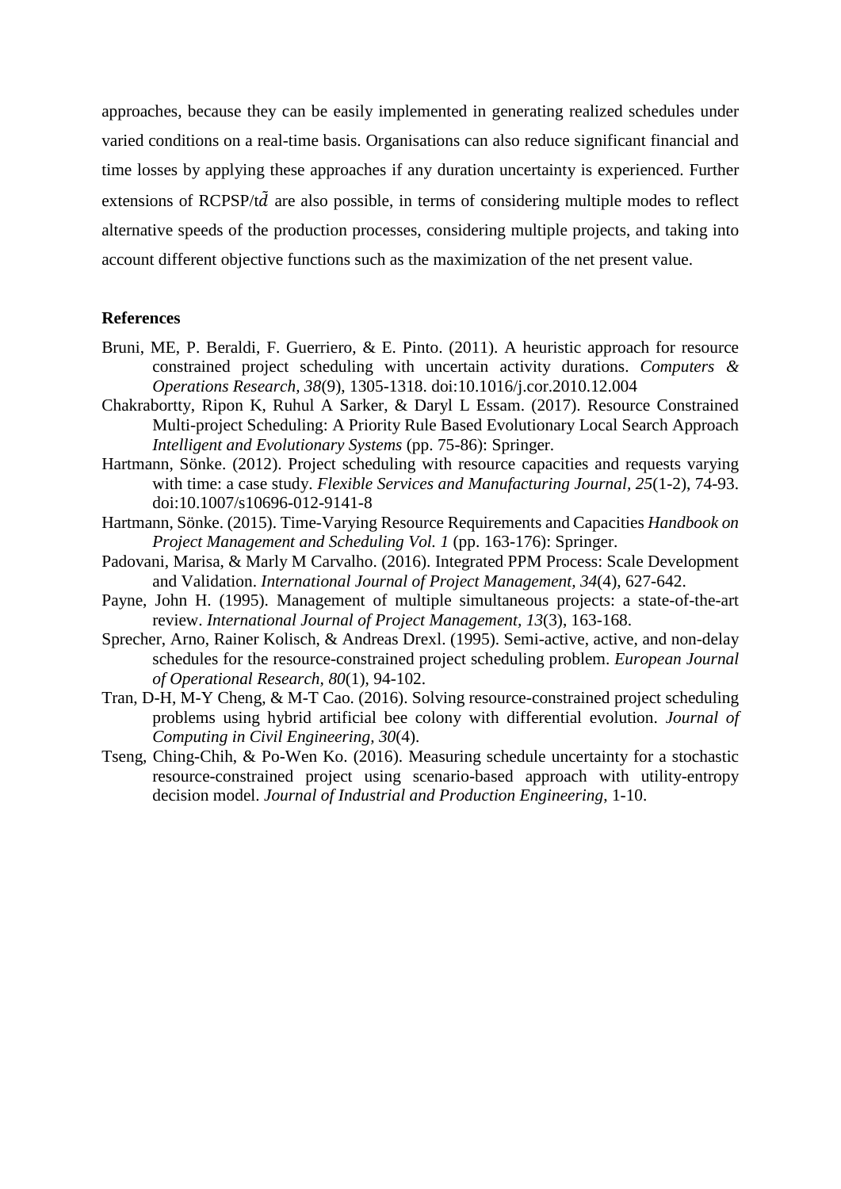approaches, because they can be easily implemented in generating realized schedules under varied conditions on a real-time basis. Organisations can also reduce significant financial and time losses by applying these approaches if any duration uncertainty is experienced. Further extensions of RCPSP/t$\tilde{d}$ are also possible, in terms of considering multiple modes to reflect alternative speeds of the production processes, considering multiple projects, and taking into account different objective functions such as the maximization of the net present value.

## References

Bruni, ME, P. Beraldi, F. Guerriero, & E. Pinto. (2011). A heuristic approach for resource constrained project scheduling with uncertain activity durations. *Computers & Operations Research, 38*(9), 1305-1318. doi:10.1016/j.cor.2010.12.004

Chakrabortty, Ripon K, Ruhul A Sarker, & Daryl L Essam. (2017). Resource Constrained Multi-project Scheduling: A Priority Rule Based Evolutionary Local Search Approach *Intelligent and Evolutionary Systems* (pp. 75-86): Springer.

Hartmann, Sönke. (2012). Project scheduling with resource capacities and requests varying with time: a case study. *Flexible Services and Manufacturing Journal, 25*(1-2), 74-93. doi:10.1007/s10696-012-9141-8

Hartmann, Sönke. (2015). Time-Varying Resource Requirements and Capacities *Handbook on Project Management and Scheduling Vol. 1* (pp. 163-176): Springer.

Padovani, Marisa, & Marly M Carvalho. (2016). Integrated PPM Process: Scale Development and Validation. *International Journal of Project Management, 34*(4), 627-642.

Payne, John H. (1995). Management of multiple simultaneous projects: a state-of-the-art review. *International Journal of Project Management, 13*(3), 163-168.

Sprecher, Arno, Rainer Kolisch, & Andreas Drexl. (1995). Semi-active, active, and non-delay schedules for the resource-constrained project scheduling problem. *European Journal of Operational Research, 80*(1), 94-102.

Tran, D-H, M-Y Cheng, & M-T Cao. (2016). Solving resource-constrained project scheduling problems using hybrid artificial bee colony with differential evolution. *Journal of Computing in Civil Engineering, 30*(4).

Tseng, Ching-Chih, & Po-Wen Ko. (2016). Measuring schedule uncertainty for a stochastic resource-constrained project using scenario-based approach with utility-entropy decision model. *Journal of Industrial and Production Engineering*, 1-10.